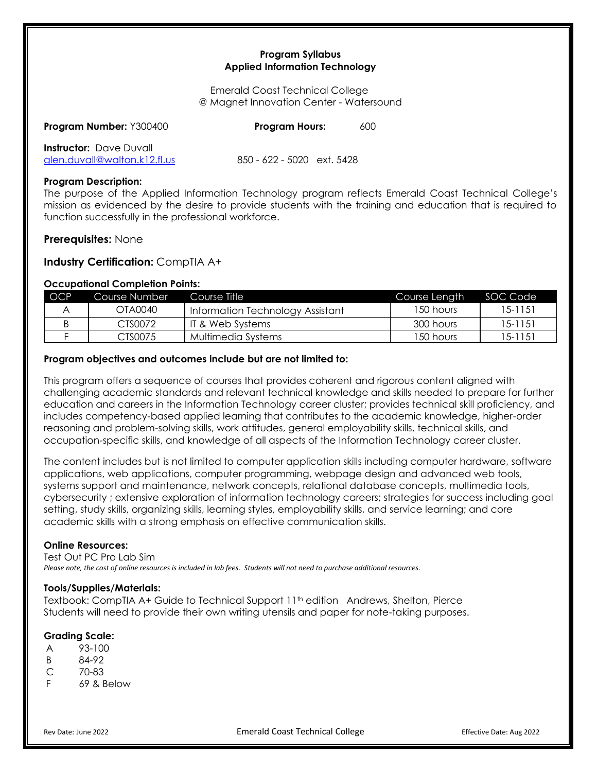**Program Syllabus**
**Applied Information Technology**

Emerald Coast Technical College
@ Magnet Innovation Center - Watersound

**Program Number:** Y300400 **Program Hours:** 600

**Instructor:** Dave Duvall
glen.duvall@walton.k12.fl.us 850 - 622 - 5020 ext. 5428

**Program Description:**
The purpose of the Applied Information Technology program reflects Emerald Coast Technical College's mission as evidenced by the desire to provide students with the training and education that is required to function successfully in the professional workforce.

**Prerequisites:** None

**Industry Certification:** CompTIA A+

**Occupational Completion Points:**

| OCP | Course Number | Course Title | Course Length | SOC Code |
|---|---|---|---|---|
| A | OTA0040 | Information Technology Assistant | 150 hours | 15-1151 |
| B | CTS0072 | IT & Web Systems | 300 hours | 15-1151 |
| F | CTS0075 | Multimedia Systems | 150 hours | 15-1151 |

**Program objectives and outcomes include but are not limited to:**

This program offers a sequence of courses that provides coherent and rigorous content aligned with challenging academic standards and relevant technical knowledge and skills needed to prepare for further education and careers in the Information Technology career cluster; provides technical skill proficiency, and includes competency-based applied learning that contributes to the academic knowledge, higher-order reasoning and problem-solving skills, work attitudes, general employability skills, technical skills, and occupation-specific skills, and knowledge of all aspects of the Information Technology career cluster.

The content includes but is not limited to computer application skills including computer hardware, software applications, web applications, computer programming, webpage design and advanced web tools, systems support and maintenance, network concepts, relational database concepts, multimedia tools, cybersecurity ; extensive exploration of information technology careers; strategies for success including goal setting, study skills, organizing skills, learning styles, employability skills, and service learning; and core academic skills with a strong emphasis on effective communication skills.

**Online Resources:**
Test Out PC Pro Lab Sim
*Please note, the cost of online resources is included in lab fees. Students will not need to purchase additional resources.*

**Tools/Supplies/Materials:**
Textbook: CompTIA A+ Guide to Technical Support 11th edition Andrews, Shelton, Pierce
Students will need to provide their own writing utensils and paper for note-taking purposes.

**Grading Scale:**

| | |
|---|---|
| A | 93-100 |
| B | 84-92 |
| C | 70-83 |
| F | 69 & Below |

Rev Date: June 2022 Effective Date: Aug 2022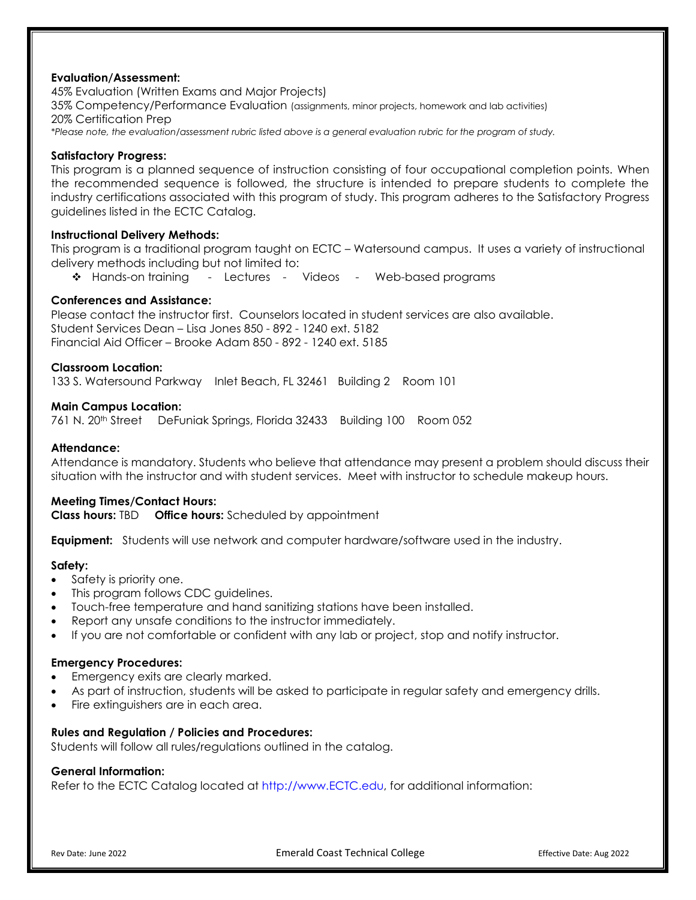**Evaluation/Assessment:**

45% Evaluation (Written Exams and Major Projects)
35% Competency/Performance Evaluation (assignments, minor projects, homework and lab activities)
20% Certification Prep
*\*Please note, the evaluation/assessment rubric listed above is a general evaluation rubric for the program of study.*

**Satisfactory Progress:**

This program is a planned sequence of instruction consisting of four occupational completion points. When the recommended sequence is followed, the structure is intended to prepare students to complete the industry certifications associated with this program of study. This program adheres to the Satisfactory Progress guidelines listed in the ECTC Catalog.

**Instructional Delivery Methods:**

This program is a traditional program taught on ECTC – Watersound campus. It uses a variety of instructional delivery methods including but not limited to:

- Hands-on training - Lectures - Videos - Web-based programs

**Conferences and Assistance:**

Please contact the instructor first. Counselors located in student services are also available.
Student Services Dean – Lisa Jones 850 - 892 - 1240 ext. 5182
Financial Aid Officer – Brooke Adam 850 - 892 - 1240 ext. 5185

**Classroom Location:**

133 S. Watersound Parkway Inlet Beach, FL 32461 Building 2 Room 101

**Main Campus Location:**

761 N. 20th Street DeFuniak Springs, Florida 32433 Building 100 Room 052

**Attendance:**

Attendance is mandatory. Students who believe that attendance may present a problem should discuss their situation with the instructor and with student services. Meet with instructor to schedule makeup hours.

**Meeting Times/Contact Hours:**

**Class hours:** TBD **Office hours:** Scheduled by appointment

**Equipment:** Students will use network and computer hardware/software used in the industry.

**Safety:**

- Safety is priority one.
- This program follows CDC guidelines.
- Touch-free temperature and hand sanitizing stations have been installed.
- Report any unsafe conditions to the instructor immediately.
- If you are not comfortable or confident with any lab or project, stop and notify instructor.

**Emergency Procedures:**

- Emergency exits are clearly marked.
- As part of instruction, students will be asked to participate in regular safety and emergency drills.
- Fire extinguishers are in each area.

**Rules and Regulation / Policies and Procedures:**

Students will follow all rules/regulations outlined in the catalog.

**General Information:**

Refer to the ECTC Catalog located at http://www.ECTC.edu, for additional information: